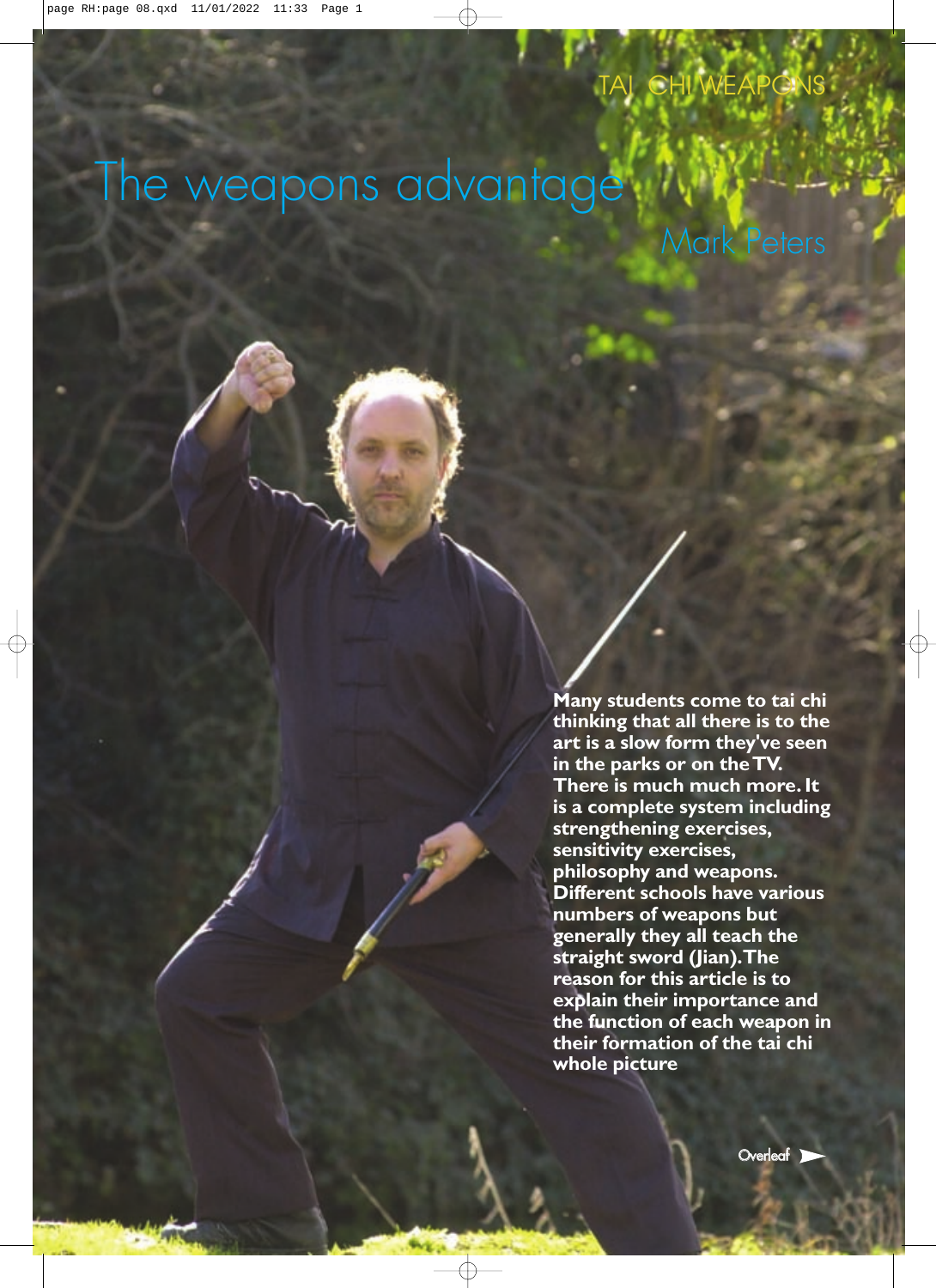TAI CHI WEAPONS

# The weapons advantage

Mark Peters

**Many students come to tai chi thinking that all there is to the art is a slow form they've seen in the parks or on the TV. There is much much more. It is a complete system including strengthening exercises, sensitivity exercises, philosophy and weapons. Different schools have various numbers of weapons but generally they all teach the straight sword (Jian). The reason for this article is to explain their importance and the function of each weapon in their formation of the tai chi whole picture**

Overleaf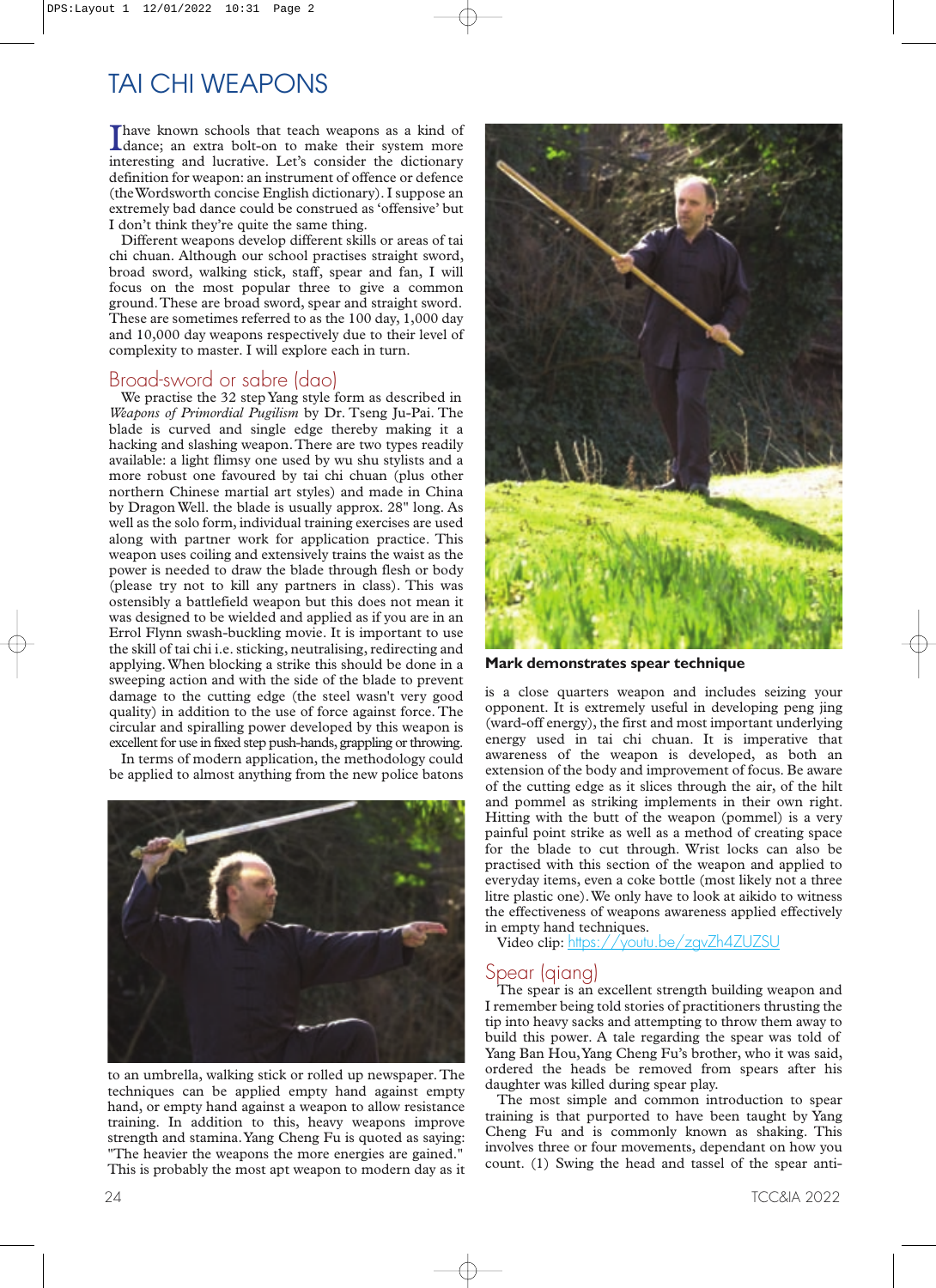# TAI CHI WEAPONS

I have known schools that teach weapons as a kind of dance; an extra bolt-on to make their system more interesting and lucrative. Let's consider the dictionary definition for weapon: an instrument of offence or defence (the Wordsworth concise English dictionary). I suppose an extremely bad dance could be construed as 'offensive' but I don't think they're quite the same thing.

Different weapons develop different skills or areas of tai chi chuan. Although our school practises straight sword, broad sword, walking stick, staff, spear and fan, I will focus on the most popular three to give a common ground. These are broad sword, spear and straight sword. These are sometimes referred to as the 100 day, 1,000 day and 10,000 day weapons respectively due to their level of complexity to master. I will explore each in turn.

## Broad-sword or sabre (dao)

We practise the 32 step Yang style form as described in *Weapons of Primordial Pugilism* by Dr. Tseng Ju-Pai. The blade is curved and single edge thereby making it a hacking and slashing weapon. There are two types readily available: a light flimsy one used by wu shu stylists and a more robust one favoured by tai chi chuan (plus other northern Chinese martial art styles) and made in China by Dragon Well. the blade is usually approx. 28" long. As well as the solo form, individual training exercises are used along with partner work for application practice. This weapon uses coiling and extensively trains the waist as the power is needed to draw the blade through flesh or body (please try not to kill any partners in class). This was ostensibly a battlefield weapon but this does not mean it was designed to be wielded and applied as if you are in an Errol Flynn swash-buckling movie. It is important to use the skill of tai chi i.e. sticking, neutralising, redirecting and applying. When blocking a strike this should be done in a sweeping action and with the side of the blade to prevent damage to the cutting edge (the steel wasn't very good quality) in addition to the use of force against force. The circular and spiralling power developed by this weapon is excellent for use in fixed step push-hands, grappling or throwing.

In terms of modern application, the methodology could be applied to almost anything from the new police batons to an umbrella, walking stick or rolled up newspaper. The techniques can be applied empty hand against empty hand, or empty hand against a weapon to allow resistance training. In addition to this, heavy weapons improve strength and stamina. Yang Cheng Fu is quoted as saying: "The heavier the weapons the more energies are gained." This is probably the most apt weapon to modern day as it is a close quarters weapon and includes seizing your opponent. It is extremely useful in developing peng jing (ward-off energy), the first and most important underlying energy used in tai chi chuan. It is imperative that awareness of the weapon is developed, as both an extension of the body and improvement of focus. Be aware of the cutting edge as it slices through the air, of the hilt and pommel as striking implements in their own right. Hitting with the butt of the weapon (pommel) is a very painful point strike as well as a method of creating space for the blade to cut through. Wrist locks can also be practised with this section of the weapon and applied to everyday items, even a coke bottle (most likely not a three litre plastic one). We only have to look at aikido to witness the effectiveness of weapons awareness applied effectively in empty hand techniques.

Video clip: https://youtu.be/zgvZh4ZUZSU

Mark demonstrates spear technique

## Spear (qiang)

The spear is an excellent strength building weapon and I remember being told stories of practitioners thrusting the tip into heavy sacks and attempting to throw them away to build this power. A tale regarding the spear was told of Yang Ban Hou, Yang Cheng Fu's brother, who it was said, ordered the heads be removed from spears after his daughter was killed during spear play.

The most simple and common introduction to spear training is that purported to have been taught by Yang Cheng Fu and is commonly known as shaking. This involves three or four movements, dependant on how you count. (1) Swing the head and tassel of the spear anti-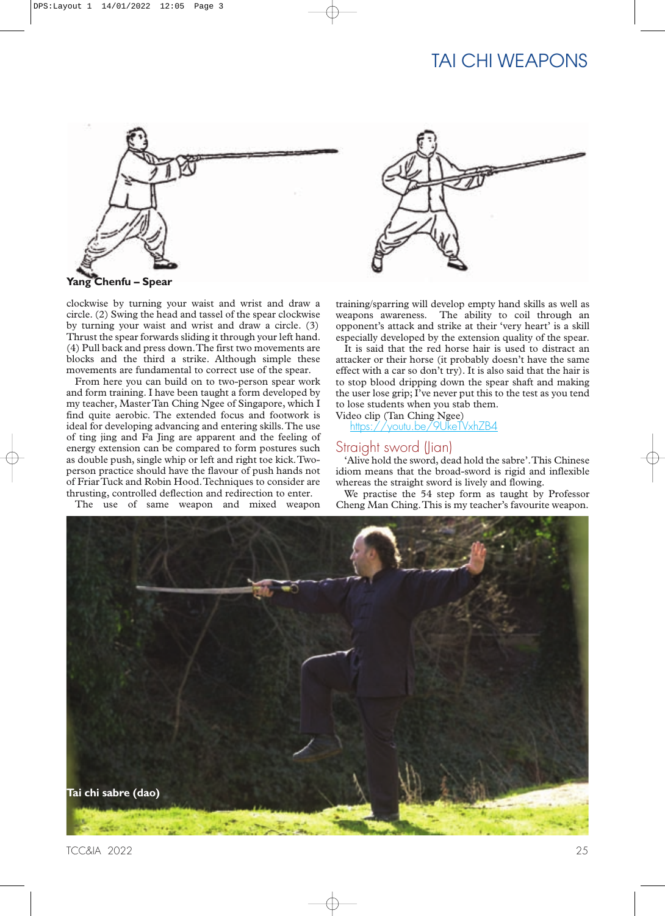Yang Chenfu – Spear

clockwise by turning your waist and wrist and draw a circle. (2) Swing the head and tassel of the spear clockwise by turning your waist and wrist and draw a circle. (3) Thrust the spear forwards sliding it through your left hand. (4) Pull back and press down. The first two movements are blocks and the third a strike. Although simple these movements are fundamental to correct use of the spear.

From here you can build on to two-person spear work and form training. I have been taught a form developed by my teacher, Master Tan Ching Ngee of Singapore, which I find quite aerobic. The extended focus and footwork is ideal for developing advancing and entering skills. The use of ting jing and Fa Jing are apparent and the feeling of energy extension can be compared to form postures such as double push, single whip or left and right toe kick. Two-person practice should have the flavour of push hands not of Friar Tuck and Robin Hood. Techniques to consider are thrusting, controlled deflection and redirection to enter.

The use of same weapon and mixed weapon training/sparring will develop empty hand skills as well as weapons awareness. The ability to coil through an opponent's attack and strike at their 'very heart' is a skill especially developed by the extension quality of the spear.

It is said that the red horse hair is used to distract an attacker or their horse (it probably doesn't have the same effect with a car so don't try). It is also said that the hair is to stop blood dripping down the spear shaft and making the user lose grip; I've never put this to the test as you tend to lose students when you stab them.

Video clip (Tan Ching Ngee)
https://youtu.be/9UkeTVxhZB4

## Straight sword (Jian)

'Alive hold the sword, dead hold the sabre'. This Chinese idiom means that the broad-sword is rigid and inflexible whereas the straight sword is lively and flowing.

We practise the 54 step form as taught by Professor Cheng Man Ching. This is my teacher's favourite weapon.

Tai chi sabre (dao)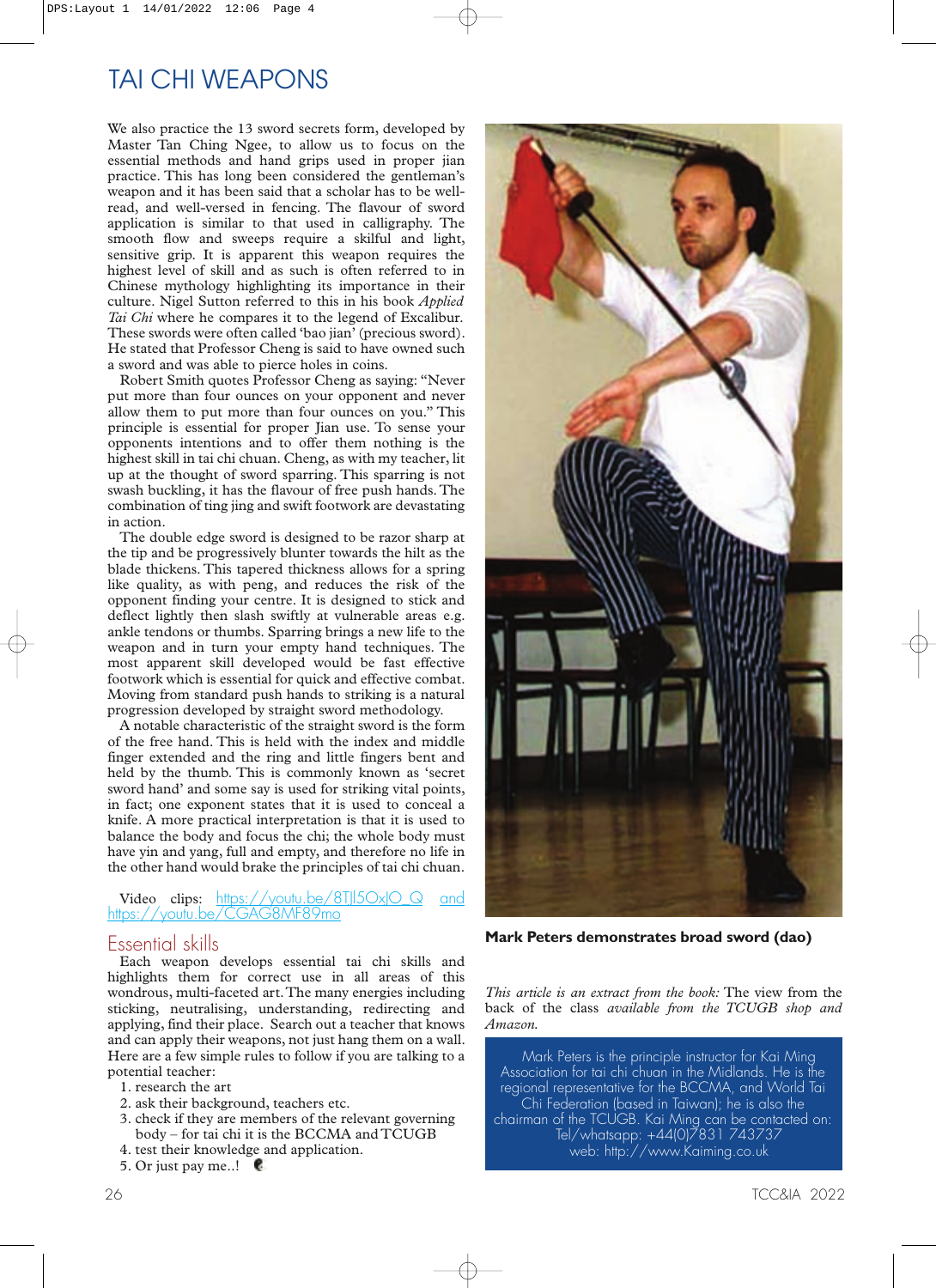# TAI CHI WEAPONS

We also practice the 13 sword secrets form, developed by Master Tan Ching Ngee, to allow us to focus on the essential methods and hand grips used in proper jian practice. This has long been considered the gentleman's weapon and it has been said that a scholar has to be well-read, and well-versed in fencing. The flavour of sword application is similar to that used in calligraphy. The smooth flow and sweeps require a skilful and light, sensitive grip. It is apparent this weapon requires the highest level of skill and as such is often referred to in Chinese mythology highlighting its importance in their culture. Nigel Sutton referred to this in his book *Applied Tai Chi* where he compares it to the legend of Excalibur. These swords were often called 'bao jian' (precious sword). He stated that Professor Cheng is said to have owned such a sword and was able to pierce holes in coins.

Robert Smith quotes Professor Cheng as saying: "Never put more than four ounces on your opponent and never allow them to put more than four ounces on you." This principle is essential for proper Jian use. To sense your opponents intentions and to offer them nothing is the highest skill in tai chi chuan. Cheng, as with my teacher, lit up at the thought of sword sparring. This sparring is not swash buckling, it has the flavour of free push hands. The combination of ting jing and swift footwork are devastating in action.

The double edge sword is designed to be razor sharp at the tip and be progressively blunter towards the hilt as the blade thickens. This tapered thickness allows for a spring like quality, as with peng, and reduces the risk of the opponent finding your centre. It is designed to stick and deflect lightly then slash swiftly at vulnerable areas e.g. ankle tendons or thumbs. Sparring brings a new life to the weapon and in turn your empty hand techniques. The most apparent skill developed would be fast effective footwork which is essential for quick and effective combat. Moving from standard push hands to striking is a natural progression developed by straight sword methodology.

A notable characteristic of the straight sword is the form of the free hand. This is held with the index and middle finger extended and the ring and little fingers bent and held by the thumb. This is commonly known as 'secret sword hand' and some say is used for striking vital points, in fact; one exponent states that it is used to conceal a knife. A more practical interpretation is that it is used to balance the body and focus the chi; the whole body must have yin and yang, full and empty, and therefore no life in the other hand would brake the principles of tai chi chuan.

Video clips: https://youtu.be/8TjI5OxJO_Q and https://youtu.be/CGAG8MF89mo

## Essential skills

Each weapon develops essential tai chi skills and highlights them for correct use in all areas of this wondrous, multi-faceted art. The many energies including sticking, neutralising, understanding, redirecting and applying, find their place. Search out a teacher that knows and can apply their weapons, not just hang them on a wall. Here are a few simple rules to follow if you are talking to a potential teacher:

1. research the art
2. ask their background, teachers etc.
3. check if they are members of the relevant governing body – for tai chi it is the BCCMA and TCUGB
4. test their knowledge and application.
5. Or just pay me..!

**Mark Peters demonstrates broad sword (dao)**

*This article is an extract from the book:* The view from the back of the class *available from the TCUGB shop and Amazon.*

Mark Peters is the principle instructor for Kai Ming Association for tai chi chuan in the Midlands. He is the regional representative for the BCCMA, and World Tai Chi Federation (based in Taiwan); he is also the chairman of the TCUGB. Kai Ming can be contacted on: Tel/whatsapp: +44(0)7831 743737 web: http://www.Kaiming.co.uk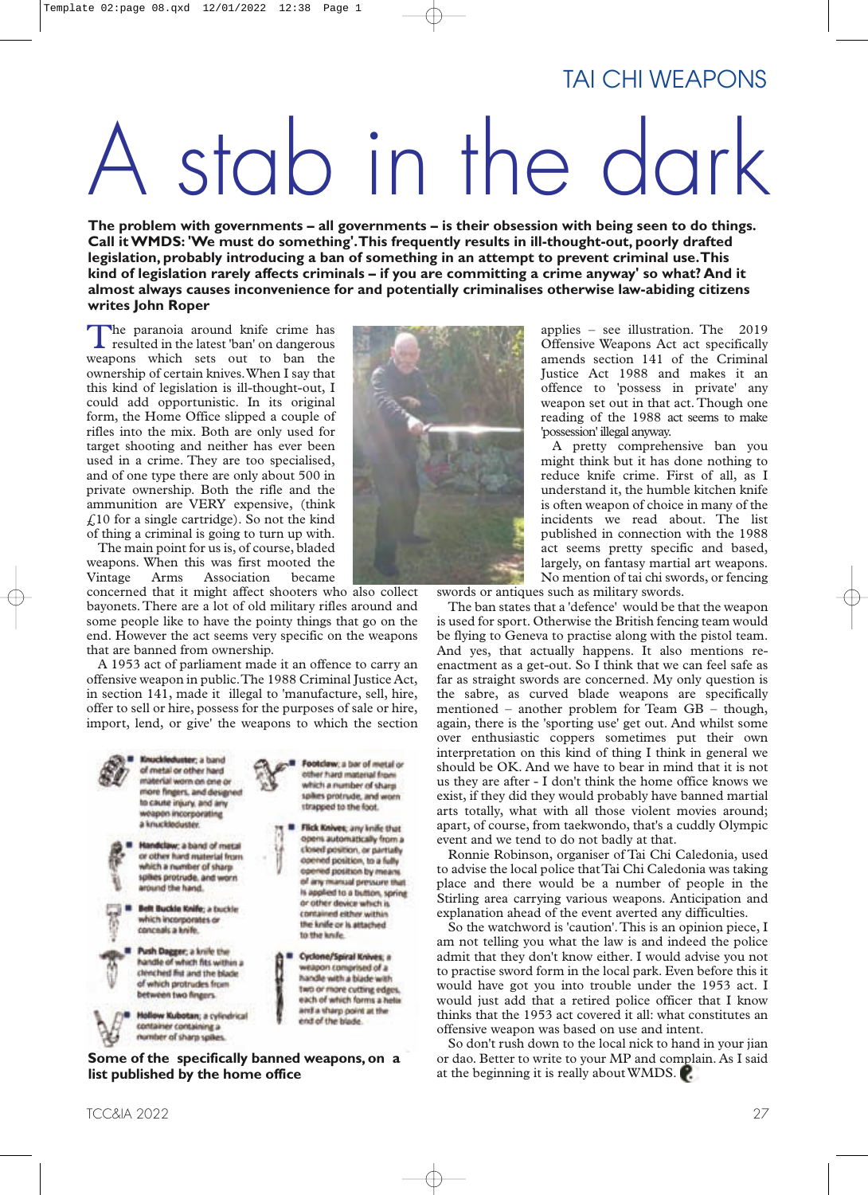TAI CHI WEAPONS

# A stab in the dark

**The problem with governments – all governments – is their obsession with being seen to do things. Call it WMDS: 'We must do something'. This frequently results in ill-thought-out, poorly drafted legislation, probably introducing a ban of something in an attempt to prevent criminal use. This kind of legislation rarely affects criminals – if you are committing a crime anyway' so what? And it almost always causes inconvenience for and potentially criminalises otherwise law-abiding citizens writes John Roper**

The paranoia around knife crime has resulted in the latest 'ban' on dangerous weapons which sets out to ban the ownership of certain knives. When I say that this kind of legislation is ill-thought-out, I could add opportunistic. In its original form, the Home Office slipped a couple of rifles into the mix. Both are only used for target shooting and neither has ever been used in a crime. They are too specialised, and of one type there are only about 500 in private ownership. Both the rifle and the ammunition are VERY expensive, (think £10 for a single cartridge). So not the kind of thing a criminal is going to turn up with.

The main point for us is, of course, bladed weapons. When this was first mooted the Vintage Arms Association became concerned that it might affect shooters who also collect bayonets. There are a lot of old military rifles around and some people like to have the pointy things that go on the end. However the act seems very specific on the weapons that are banned from ownership.

A 1953 act of parliament made it an offence to carry an offensive weapon in public. The 1988 Criminal Justice Act, in section 141, made it illegal to 'manufacture, sell, hire, offer to sell or hire, possess for the purposes of sale or hire, import, lend, or give' the weapons to which the section applies – see illustration. The 2019 Offensive Weapons Act act specifically amends section 141 of the Criminal Justice Act 1988 and makes it an offence to 'possess in private' any weapon set out in that act. Though one reading of the 1988 act seems to make 'possession' illegal anyway.

A pretty comprehensive ban you might think but it has done nothing to reduce knife crime. First of all, as I understand it, the humble kitchen knife is often weapon of choice in many of the incidents we read about. The list published in connection with the 1988 act seems pretty specific and based, largely, on fantasy martial art weapons. No mention of tai chi swords, or fencing swords or antiques such as military swords.

The ban states that a 'defence' would be that the weapon is used for sport. Otherwise the British fencing team would be flying to Geneva to practise along with the pistol team. And yes, that actually happens. It also mentions re-enactment as a get-out. So I think that we can feel safe as far as straight swords are concerned. My only question is the sabre, as curved blade weapons are specifically mentioned – another problem for Team GB – though, again, there is the 'sporting use' get out. And whilst some over enthusiastic coppers sometimes put their own interpretation on this kind of thing I think in general we should be OK. And we have to bear in mind that it is not us they are after - I don't think the home office knows we exist, if they did they would probably have banned martial arts totally, what with all those violent movies around; apart, of course, from taekwondo, that's a cuddly Olympic event and we tend to do not badly at that.

Ronnie Robinson, organiser of Tai Chi Caledonia, used to advise the local police that Tai Chi Caledonia was taking place and there would be a number of people in the Stirling area carrying various weapons. Anticipation and explanation ahead of the event averted any difficulties.

So the watchword is 'caution'. This is an opinion piece, I am not telling you what the law is and indeed the police admit that they don't know either. I would advise you not to practise sword form in the local park. Even before this it would have got you into trouble under the 1953 act. I would just add that a retired police officer that I know thinks that the 1953 act covered it all: what constitutes an offensive weapon was based on use and intent.

So don't rush down to the local nick to hand in your jian or dao. Better to write to your MP and complain. As I said at the beginning it is really about WMDS.

- **Knuckleduster;** a band of metal or other hard material worn on one or more fingers, and designed to cause injury, and any weapon incorporating a knuckleduster.
- **Handclaw;** a band of metal or other hard material from which a number of sharp spikes protrude, and worn around the hand.
- **Belt Buckle Knife;** a buckle which incorporates or conceals a knife.
- **Push Dagger;** a knife the handle of which fits within a clenched fist and the blade of which protrudes from between two fingers.
- **Hollow Kubotan;** a cylindrical container containing a number of sharp spikes.
- **Footclaw;** a bar of metal or other hard material from which a number of sharp spikes protrude, and worn strapped to the foot.
- **Flick Knives;** any knife that opens automatically from a closed position, or partially opened position, to a fully opened position by means of any manual pressure that is applied to a button, spring or other device which is contained either within the knife or is attached to the knife.
- **Cyclone/Spiral Knives;** a weapon comprised of a handle with a blade with two or more cutting edges, each of which forms a helix and a sharp point at the end of the blade.

**Some of the specifically banned weapons, on a list published by the home office**